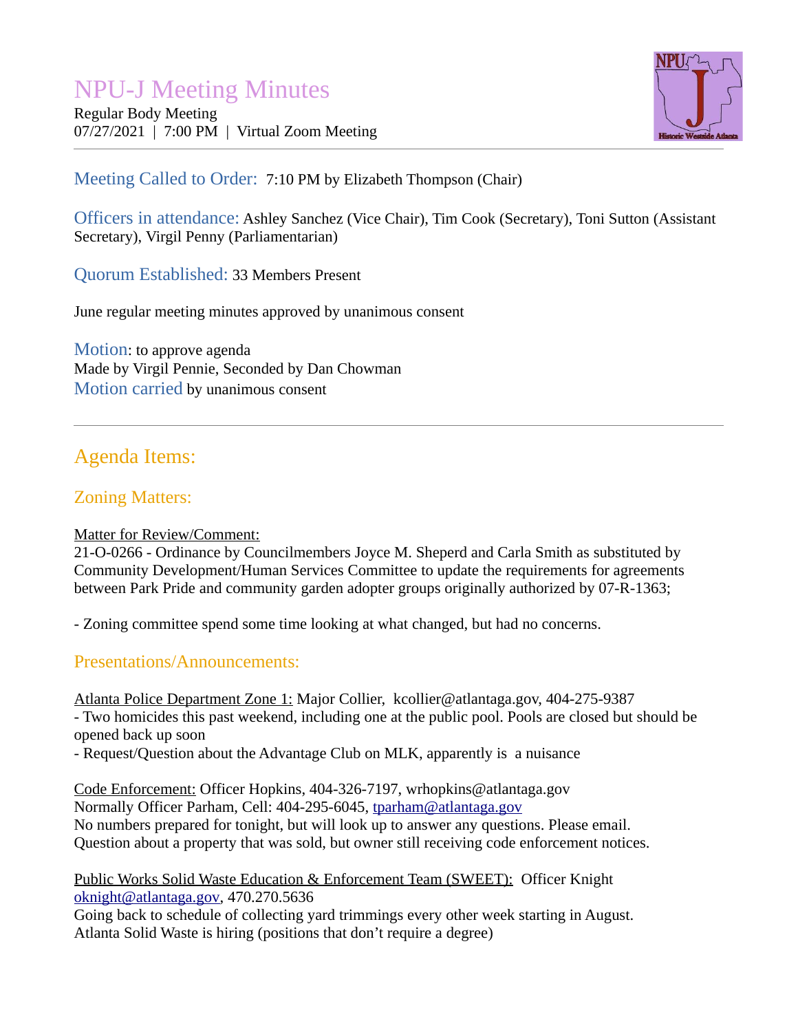# NPU-J Meeting Minutes

Regular Body Meeting
07/27/2021 | 7:00 PM | Virtual Zoom Meeting

---

**Meeting Called to Order:** 7:10 PM by Elizabeth Thompson (Chair)

**Officers in attendance:** Ashley Sanchez (Vice Chair), Tim Cook (Secretary), Toni Sutton (Assistant Secretary), Virgil Penny (Parliamentarian)

**Quorum Established:** 33 Members Present

June regular meeting minutes approved by unanimous consent

**Motion**: to approve agenda
Made by Virgil Pennie, Seconded by Dan Chowman
**Motion carried** by unanimous consent

---

## Agenda Items:

### Zoning Matters:

Matter for Review/Comment:
21-O-0266 - Ordinance by Councilmembers Joyce M. Sheperd and Carla Smith as substituted by Community Development/Human Services Committee to update the requirements for agreements between Park Pride and community garden adopter groups originally authorized by 07-R-1363;

- Zoning committee spend some time looking at what changed, but had no concerns.

### Presentations/Announcements:

Atlanta Police Department Zone 1: Major Collier, kcollier@atlantaga.gov, 404-275-9387
- Two homicides this past weekend, including one at the public pool. Pools are closed but should be opened back up soon
- Request/Question about the Advantage Club on MLK, apparently is a nuisance

Code Enforcement: Officer Hopkins, 404-326-7197, wrhopkins@atlantaga.gov
Normally Officer Parham, Cell: 404-295-6045, tparham@atlantaga.gov
No numbers prepared for tonight, but will look up to answer any questions. Please email.
Question about a property that was sold, but owner still receiving code enforcement notices.

Public Works Solid Waste Education & Enforcement Team (SWEET): Officer Knight
oknight@atlantaga.gov, 470.270.5636
Going back to schedule of collecting yard trimmings every other week starting in August.
Atlanta Solid Waste is hiring (positions that don't require a degree)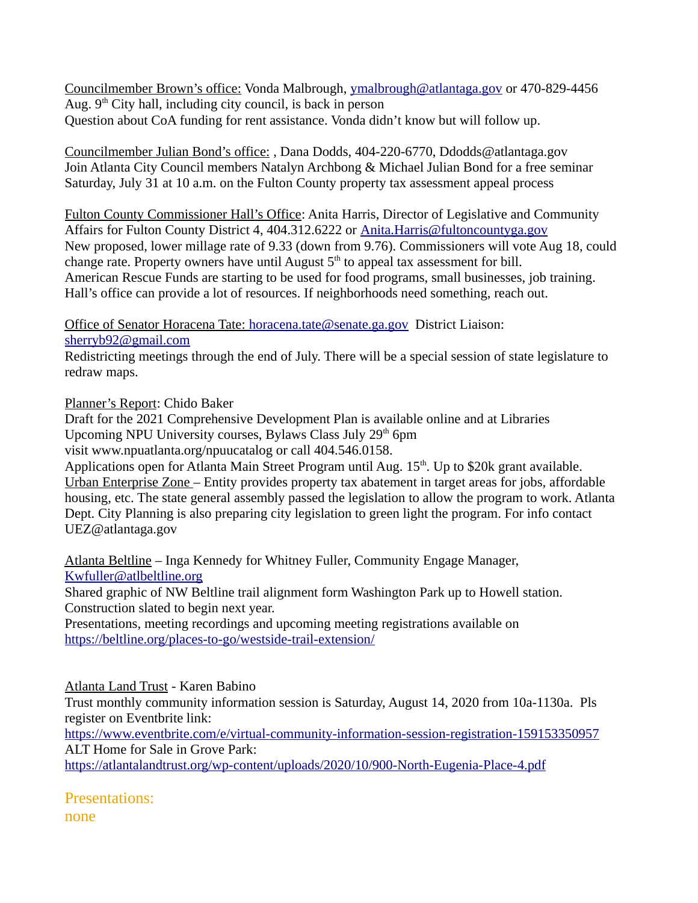Councilmember Brown's office: Vonda Malbrough, ymalbrough@atlantaga.gov or 470-829-4456
Aug. 9th City hall, including city council, is back in person
Question about CoA funding for rent assistance. Vonda didn't know but will follow up.

Councilmember Julian Bond's office: , Dana Dodds, 404-220-6770, Ddodds@atlantaga.gov
Join Atlanta City Council members Natalyn Archbong & Michael Julian Bond for a free seminar Saturday, July 31 at 10 a.m. on the Fulton County property tax assessment appeal process

Fulton County Commissioner Hall's Office: Anita Harris, Director of Legislative and Community Affairs for Fulton County District 4, 404.312.6222 or Anita.Harris@fultoncountyga.gov
New proposed, lower millage rate of 9.33 (down from 9.76). Commissioners will vote Aug 18, could change rate. Property owners have until August 5th to appeal tax assessment for bill.
American Rescue Funds are starting to be used for food programs, small businesses, job training. Hall's office can provide a lot of resources. If neighborhoods need something, reach out.

Office of Senator Horacena Tate: horacena.tate@senate.ga.gov District Liaison: sherryb92@gmail.com
Redistricting meetings through the end of July. There will be a special session of state legislature to redraw maps.

Planner's Report: Chido Baker
Draft for the 2021 Comprehensive Development Plan is available online and at Libraries
Upcoming NPU University courses, Bylaws Class July 29th 6pm
visit www.npuatlanta.org/npuucatalog or call 404.546.0158.
Applications open for Atlanta Main Street Program until Aug. 15th. Up to $20k grant available.
Urban Enterprise Zone – Entity provides property tax abatement in target areas for jobs, affordable housing, etc. The state general assembly passed the legislation to allow the program to work. Atlanta Dept. City Planning is also preparing city legislation to green light the program. For info contact UEZ@atlantaga.gov

Atlanta Beltline – Inga Kennedy for Whitney Fuller, Community Engage Manager, Kwfuller@atlbeltline.org
Shared graphic of NW Beltline trail alignment form Washington Park up to Howell station. Construction slated to begin next year.
Presentations, meeting recordings and upcoming meeting registrations available on https://beltline.org/places-to-go/westside-trail-extension/

Atlanta Land Trust - Karen Babino
Trust monthly community information session is Saturday, August 14, 2020 from 10a-1130a. Pls register on Eventbrite link:
https://www.eventbrite.com/e/virtual-community-information-session-registration-159153350957
ALT Home for Sale in Grove Park:
https://atlantalandtrust.org/wp-content/uploads/2020/10/900-North-Eugenia-Place-4.pdf

## Presentations:

none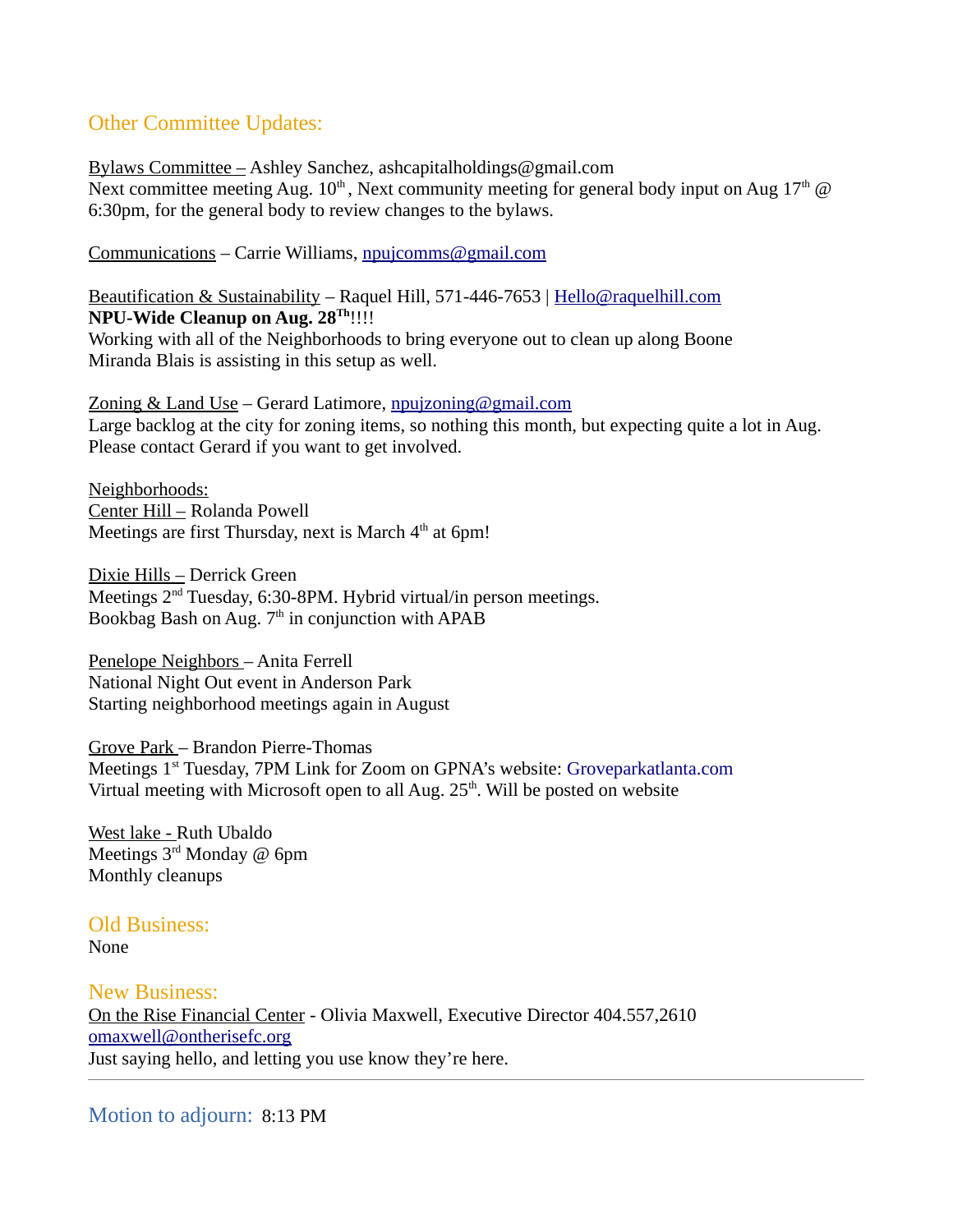## Other Committee Updates:

Bylaws Committee – Ashley Sanchez, ashcapitalholdings@gmail.com
Next committee meeting Aug. 10th, Next community meeting for general body input on Aug 17th @ 6:30pm, for the general body to review changes to the bylaws.

Communications – Carrie Williams, npujcomms@gmail.com

Beautification & Sustainability – Raquel Hill, 571-446-7653 | Hello@raquelhill.com
**NPU-Wide Cleanup on Aug. 28Th!!!!**
Working with all of the Neighborhoods to bring everyone out to clean up along Boone
Miranda Blais is assisting in this setup as well.

Zoning & Land Use – Gerard Latimore, npujzoning@gmail.com
Large backlog at the city for zoning items, so nothing this month, but expecting quite a lot in Aug.
Please contact Gerard if you want to get involved.

Neighborhoods:

Center Hill – Rolanda Powell
Meetings are first Thursday, next is March 4th at 6pm!

Dixie Hills – Derrick Green
Meetings 2nd Tuesday, 6:30-8PM. Hybrid virtual/in person meetings.
Bookbag Bash on Aug. 7th in conjunction with APAB

Penelope Neighbors – Anita Ferrell
National Night Out event in Anderson Park
Starting neighborhood meetings again in August

Grove Park – Brandon Pierre-Thomas
Meetings 1st Tuesday, 7PM Link for Zoom on GPNA's website: Groveparkatlanta.com
Virtual meeting with Microsoft open to all Aug. 25th. Will be posted on website

West lake - Ruth Ubaldo
Meetings 3rd Monday @ 6pm
Monthly cleanups

## Old Business:

None

## New Business:

On the Rise Financial Center - Olivia Maxwell, Executive Director 404.557,2610
omaxwell@ontherisefc.org
Just saying hello, and letting you use know they're here.

---

## Motion to adjourn: 8:13 PM